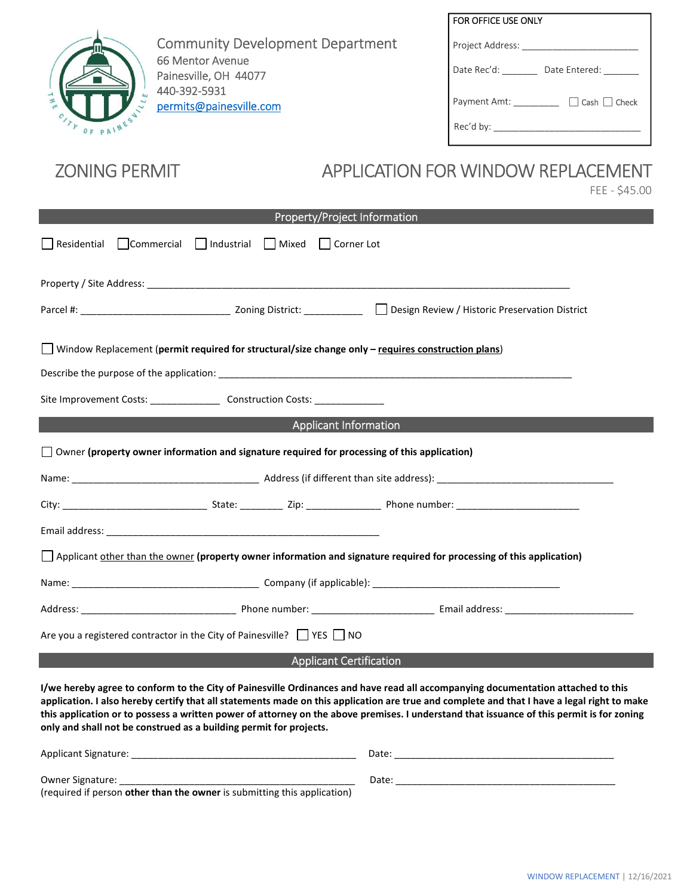Community Development Department
66 Mentor Avenue
Painesville, OH 44077
440-392-5931
permits@painesville.com

| FOR OFFICE USE ONLY | |
|---|---|
| Project Address: ______________________ | |
| Date Rec'd: _______ | Date Entered: _______ |
| Payment Amt: _________ | ☐ Cash ☐ Check |
| Rec'd by: ____________________________ | |

# ZONING PERMIT

# APPLICATION FOR WINDOW REPLACEMENT

FEE - $45.00

## Property/Project Information

☐ Residential ☐ Commercial ☐ Industrial ☐ Mixed ☐ Corner Lot

Property / Site Address: ______________________________________________________________________________

Parcel #: ____________________________ Zoning District: ___________ ☐ Design Review / Historic Preservation District

☐ Window Replacement (**permit required for structural/size change only – requires construction plans**)

Describe the purpose of the application: ____________________________________________________________________

Site Improvement Costs: _____________ Construction Costs: _____________

## Applicant Information

☐ Owner **(property owner information and signature required for processing of this application)**

Name: ___________________________________ Address (if different than site address): _________________________________

City: ___________________________ State: ________ Zip: ______________ Phone number: _______________________

Email address: ___________________________________________________

☐ Applicant other than the owner **(property owner information and signature required for processing of this application)**

Name: ___________________________________ Company (if applicable): ___________________________________

Address: _____________________________ Phone number: _______________________ Email address: ________________________

Are you a registered contractor in the City of Painesville? ☐ YES ☐ NO

## Applicant Certification

**I/we hereby agree to conform to the City of Painesville Ordinances and have read all accompanying documentation attached to this application. I also hereby certify that all statements made on this application are true and complete and that I have a legal right to make this application or to possess a written power of attorney on the above premises. I understand that issuance of this permit is for zoning only and shall not be construed as a building permit for projects.**

Applicant Signature: __________________________________________ Date: __________________________________________

Owner Signature: ____________________________________________ Date: __________________________________________
(required if person **other than the owner** is submitting this application)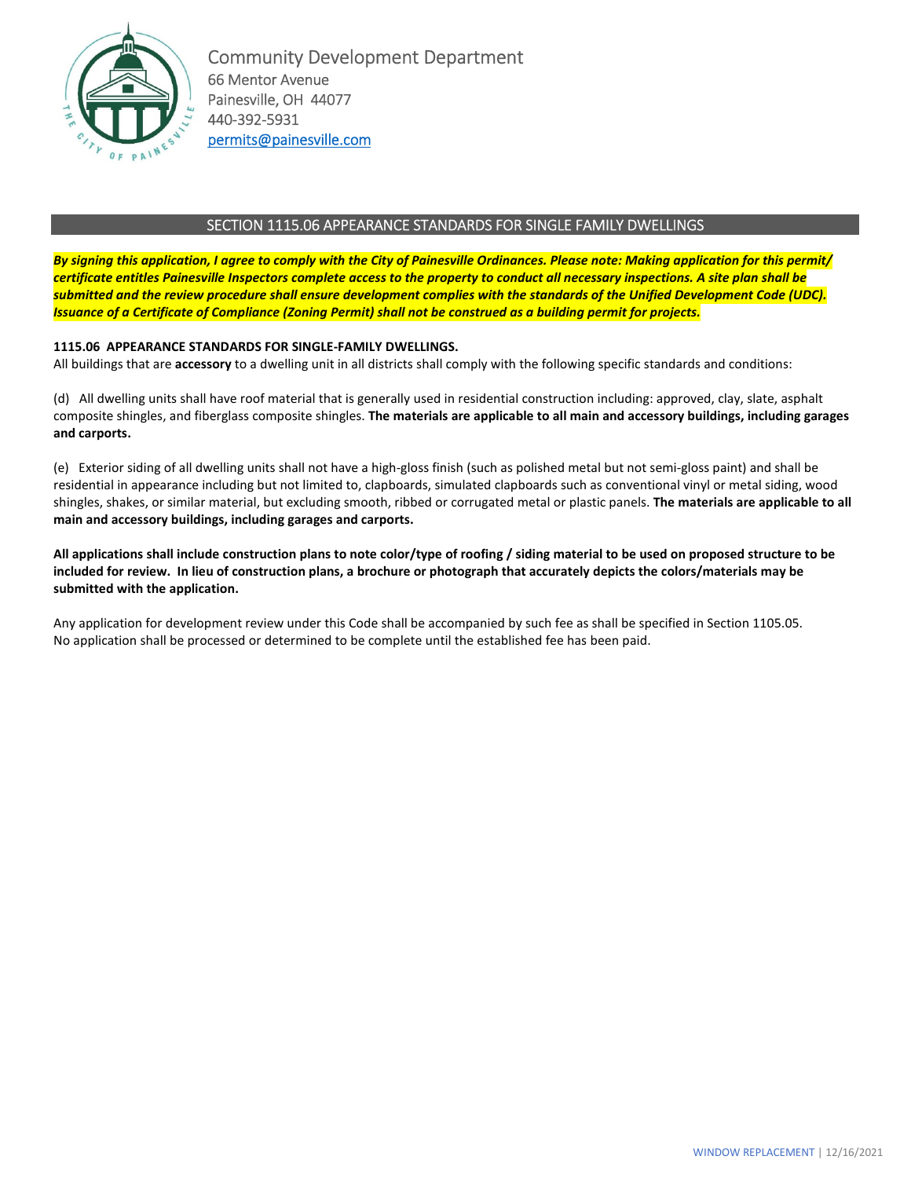Community Development Department
66 Mentor Avenue
Painesville, OH 44077
440-392-5931
permits@painesville.com

## SECTION 1115.06 APPEARANCE STANDARDS FOR SINGLE FAMILY DWELLINGS

***By signing this application, I agree to comply with the City of Painesville Ordinances. Please note: Making application for this permit/ certificate entitles Painesville Inspectors complete access to the property to conduct all necessary inspections. A site plan shall be submitted and the review procedure shall ensure development complies with the standards of the Unified Development Code (UDC). Issuance of a Certificate of Compliance (Zoning Permit) shall not be construed as a building permit for projects.***

**1115.06 APPEARANCE STANDARDS FOR SINGLE-FAMILY DWELLINGS.**
All buildings that are **accessory** to a dwelling unit in all districts shall comply with the following specific standards and conditions:

(d) All dwelling units shall have roof material that is generally used in residential construction including: approved, clay, slate, asphalt composite shingles, and fiberglass composite shingles. **The materials are applicable to all main and accessory buildings, including garages and carports.**

(e) Exterior siding of all dwelling units shall not have a high-gloss finish (such as polished metal but not semi-gloss paint) and shall be residential in appearance including but not limited to, clapboards, simulated clapboards such as conventional vinyl or metal siding, wood shingles, shakes, or similar material, but excluding smooth, ribbed or corrugated metal or plastic panels. **The materials are applicable to all main and accessory buildings, including garages and carports.**

**All applications shall include construction plans to note color/type of roofing / siding material to be used on proposed structure to be included for review. In lieu of construction plans, a brochure or photograph that accurately depicts the colors/materials may be submitted with the application.**

Any application for development review under this Code shall be accompanied by such fee as shall be specified in Section 1105.05. No application shall be processed or determined to be complete until the established fee has been paid.